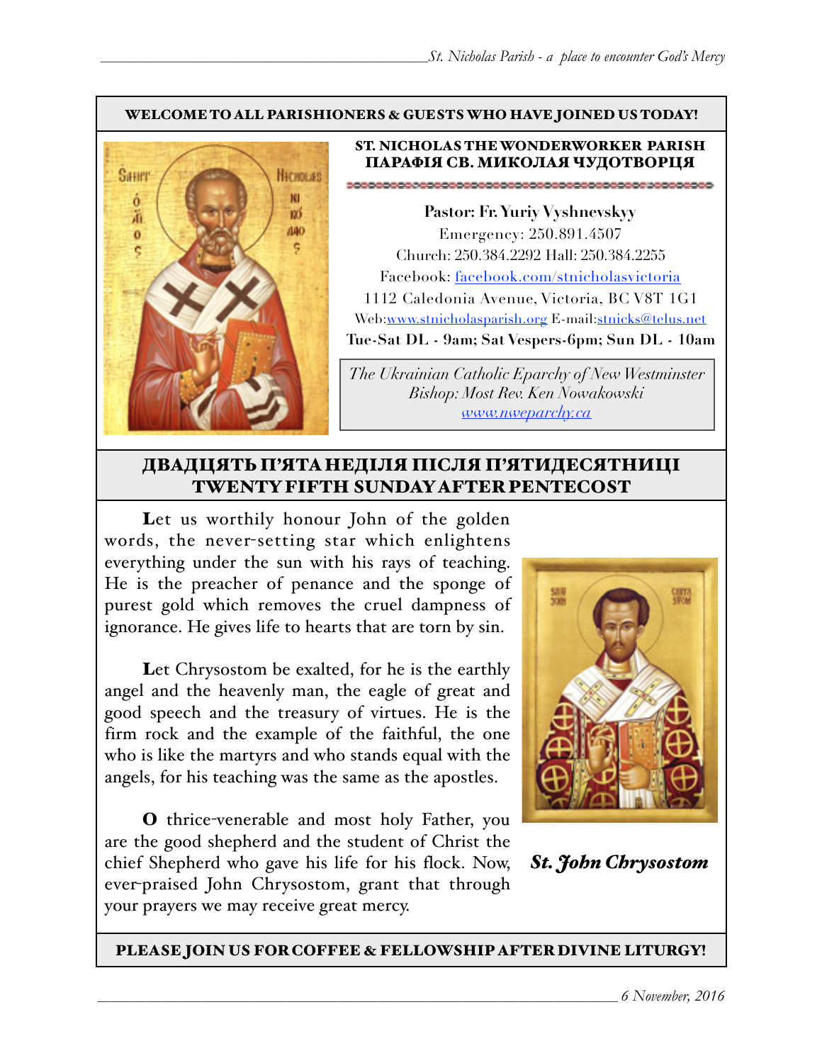**WELCOME TO ALL PARISHIONERS & GUESTS WHO HAVE JOINED US TODAY!**

**ST. NICHOLAS THE WONDERWORKER PARISH**
**ПАРАФІЯ СВ. МИКОЛАЯ ЧУДОТВОРЦЯ**

**Pastor: Fr. Yuriy Vyshnevskyy**
Emergency: 250.891.4507
Church: 250.384.2292 Hall: 250.384.2255
Facebook: facebook.com/stnicholasvictoria
1112 Caledonia Avenue, Victoria, BC V8T 1G1
Web:www.stnicholasparish.org E-mail:stnicks@telus.net
**Tue-Sat DL - 9am; Sat Vespers-6pm; Sun DL - 10am**

*The Ukrainian Catholic Eparchy of New Westminster*
*Bishop: Most Rev. Ken Nowakowski*
*www.nweparchy.ca*

## ДВАДЦЯТЬ П'ЯТА НЕДІЛЯ ПІСЛЯ П'ЯТИДЕСЯТНИЦІ
## TWENTY FIFTH SUNDAY AFTER PENTECOST

**L**et us worthily honour John of the golden words, the never-setting star which enlightens everything under the sun with his rays of teaching. He is the preacher of penance and the sponge of purest gold which removes the cruel dampness of ignorance. He gives life to hearts that are torn by sin.

**L**et Chrysostom be exalted, for he is the earthly angel and the heavenly man, the eagle of great and good speech and the treasury of virtues. He is the firm rock and the example of the faithful, the one who is like the martyrs and who stands equal with the angels, for his teaching was the same as the apostles.

**O** thrice-venerable and most holy Father, you are the good shepherd and the student of Christ the chief Shepherd who gave his life for his flock. Now, ever-praised John Chrysostom, grant that through your prayers we may receive great mercy.

***St. John Chrysostom***

**PLEASE JOIN US FOR COFFEE & FELLOWSHIP AFTER DIVINE LITURGY!**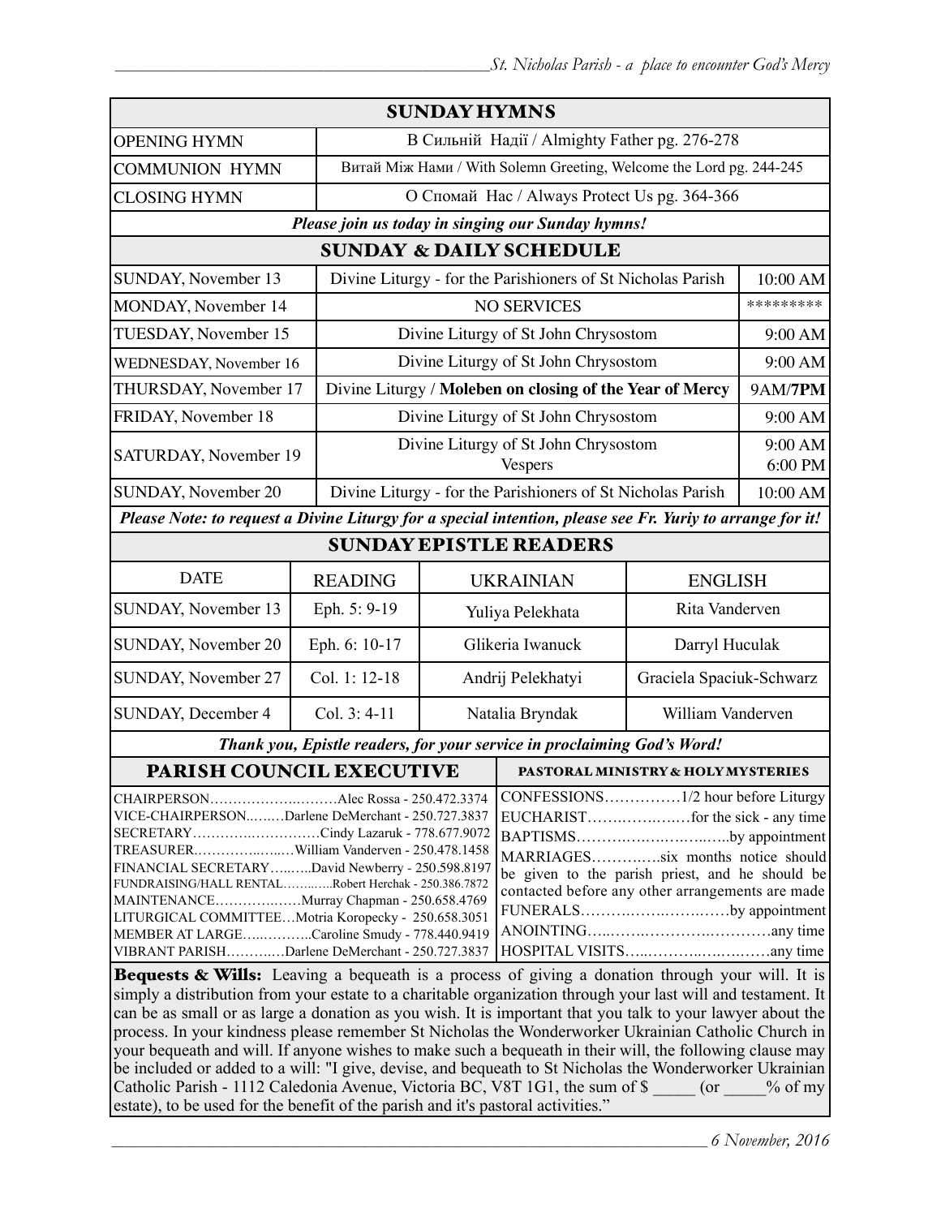## SUNDAY HYMNS

| | |
|---|---|
| OPENING HYMN | В Сильній Надії / Almighty Father pg. 276-278 |
| COMMUNION HYMN | Витай Між Нами / With Solemn Greeting, Welcome the Lord pg. 244-245 |
| CLOSING HYMN | O Спомай Нас / Always Protect Us pg. 364-366 |

***Please join us today in singing our Sunday hymns!***

## SUNDAY & DAILY SCHEDULE

| | | |
|---|---|---|
| SUNDAY, November 13 | Divine Liturgy - for the Parishioners of St Nicholas Parish | 10:00 AM |
| MONDAY, November 14 | NO SERVICES | ********* |
| TUESDAY, November 15 | Divine Liturgy of St John Chrysostom | 9:00 AM |
| WEDNESDAY, November 16 | Divine Liturgy of St John Chrysostom | 9:00 AM |
| THURSDAY, November 17 | Divine Liturgy / **Moleben on closing of the Year of Mercy** | 9AM/**7PM** |
| FRIDAY, November 18 | Divine Liturgy of St John Chrysostom | 9:00 AM |
| SATURDAY, November 19 | Divine Liturgy of St John Chrysostom<br>Vespers | 9:00 AM<br>6:00 PM |
| SUNDAY, November 20 | Divine Liturgy - for the Parishioners of St Nicholas Parish | 10:00 AM |

***Please Note: to request a Divine Liturgy for a special intention, please see Fr. Yuriy to arrange for it!***

## SUNDAY EPISTLE READERS

| DATE | READING | UKRAINIAN | ENGLISH |
|---|---|---|---|
| SUNDAY, November 13 | Eph. 5: 9-19 | Yuliya Pelekhata | Rita Vanderven |
| SUNDAY, November 20 | Eph. 6: 10-17 | Glikeria Iwanuck | Darryl Huculak |
| SUNDAY, November 27 | Col. 1: 12-18 | Andrij Pelekhatyi | Graciela Spaciuk-Schwarz |
| SUNDAY, December 4 | Col. 3: 4-11 | Natalia Bryndak | William Vanderven |

***Thank you, Epistle readers, for your service in proclaiming God's Word!***

## PARISH COUNCIL EXECUTIVE

CHAIRPERSON……………………Alec Rossa - 250.472.3374
VICE-CHAIRPERSON………Darlene DeMerchant - 250.727.3837
SECRETARY………………………Cindy Lazaruk - 778.677.9072
TREASURER……………………William Vanderven - 250.478.1458
FINANCIAL SECRETARY………David Newberry - 250.598.8197
FUNDRAISING/HALL RENTAL…………Robert Herchak - 250.386.7872
MAINTENANCE………………Murray Chapman - 250.658.4769
LITURGICAL COMMITTEE…Motria Koropecky - 250.658.3051
MEMBER AT LARGE……………Caroline Smudy - 778.440.9419
VIBRANT PARISH…………Darlene DeMerchant - 250.727.3837

## PASTORAL MINISTRY & HOLY MYSTERIES

CONFESSIONS……………1/2 hour before Liturgy
EUCHARIST………………for the sick - any time
BAPTISMS……………………………by appointment
MARRIAGES…………six months notice should be given to the parish priest, and he should be contacted before any other arrangements are made
FUNERALS……………………………by appointment
ANOINTING…………………………………any time
HOSPITAL VISITS……………………………any time

**Bequests & Wills:** Leaving a bequeath is a process of giving a donation through your will. It is simply a distribution from your estate to a charitable organization through your last will and testament. It can be as small or as large a donation as you wish. It is important that you talk to your lawyer about the process. In your kindness please remember St Nicholas the Wonderworker Ukrainian Catholic Church in your bequeath and will. If anyone wishes to make such a bequeath in their will, the following clause may be included or added to a will: "I give, devise, and bequeath to St Nicholas the Wonderworker Ukrainian Catholic Parish - 1112 Caledonia Avenue, Victoria BC, V8T 1G1, the sum of $ _____ (or _____% of my estate), to be used for the benefit of the parish and it's pastoral activities."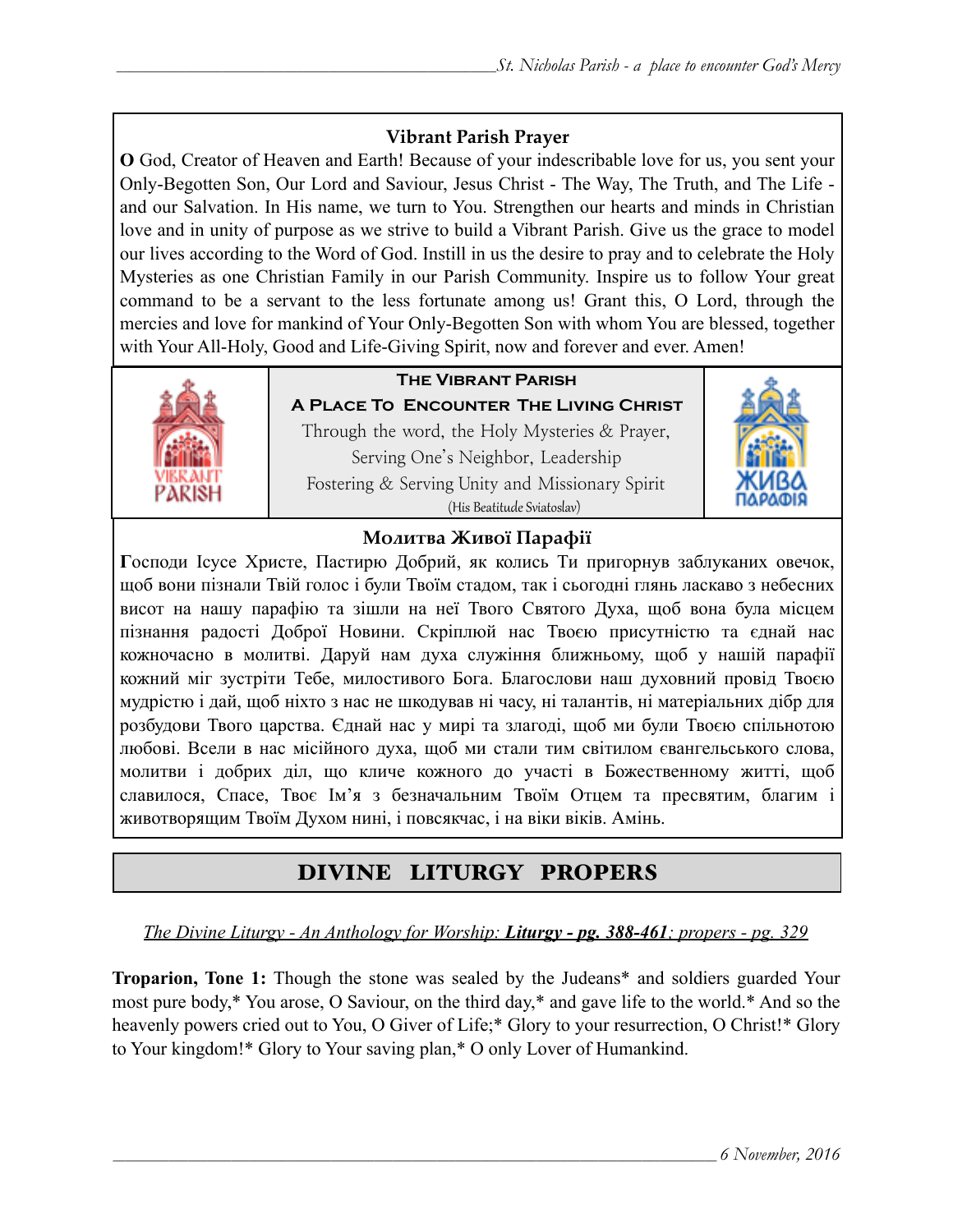### Vibrant Parish Prayer

**O** God, Creator of Heaven and Earth! Because of your indescribable love for us, you sent your Only-Begotten Son, Our Lord and Saviour, Jesus Christ - The Way, The Truth, and The Life - and our Salvation. In His name, we turn to You. Strengthen our hearts and minds in Christian love and in unity of purpose as we strive to build a Vibrant Parish. Give us the grace to model our lives according to the Word of God. Instill in us the desire to pray and to celebrate the Holy Mysteries as one Christian Family in our Parish Community. Inspire us to follow Your great command to be a servant to the less fortunate among us! Grant this, O Lord, through the mercies and love for mankind of Your Only-Begotten Son with whom You are blessed, together with Your All-Holy, Good and Life-Giving Spirit, now and forever and ever. Amen!

**The Vibrant Parish**

**A Place To Encounter The Living Christ**

Through the word, the Holy Mysteries & Prayer,
Serving One's Neighbor, Leadership
Fostering & Serving Unity and Missionary Spirit
(His Beatitude Sviatoslav)

### Молитва Живої Парафії

**Г**осподи Ісусе Христе, Пастирю Добрий, як колись Ти пригорнув заблуканих овечок, щоб вони пізнали Твій голос і були Твоїм стадом, так і сьогодні глянь ласкаво з небесних висот на нашу парафію та зішли на неї Твого Святого Духа, щоб вона була місцем пізнання радості Доброї Новини. Скріплюй нас Твоєю присутністю та єднай нас кожночасно в молитві. Даруй нам духа служіння ближньому, щоб у нашій парафії кожний міг зустріти Тебе, милостивого Бога. Благослови наш духовний провід Твоєю мудрістю і дай, щоб ніхто з нас не шкодував ні часу, ні талантів, ні матеріальних дібр для розбудови Твого царства. Єднай нас у мирі та злагоді, щоб ми були Твоєю спільнотою любові. Всели в нас місійного духа, щоб ми стали тим світилом євангельського слова, молитви і добрих діл, що кличе кожного до участі в Божественному житті, щоб славилося, Спасе, Твоє Ім'я з безначальним Твоїм Отцем та пресвятим, благим і животворящим Твоїм Духом нині, і повсякчас, і на віки віків. Амінь.

## DIVINE LITURGY PROPERS

*The Divine Liturgy - An Anthology for Worship:* ***Liturgy - pg. 388-461****; propers - pg. 329*

**Troparion, Tone 1:** Though the stone was sealed by the Judeans* and soldiers guarded Your most pure body,* You arose, O Saviour, on the third day,* and gave life to the world.* And so the heavenly powers cried out to You, O Giver of Life;* Glory to your resurrection, O Christ!* Glory to Your kingdom!* Glory to Your saving plan,* O only Lover of Humankind.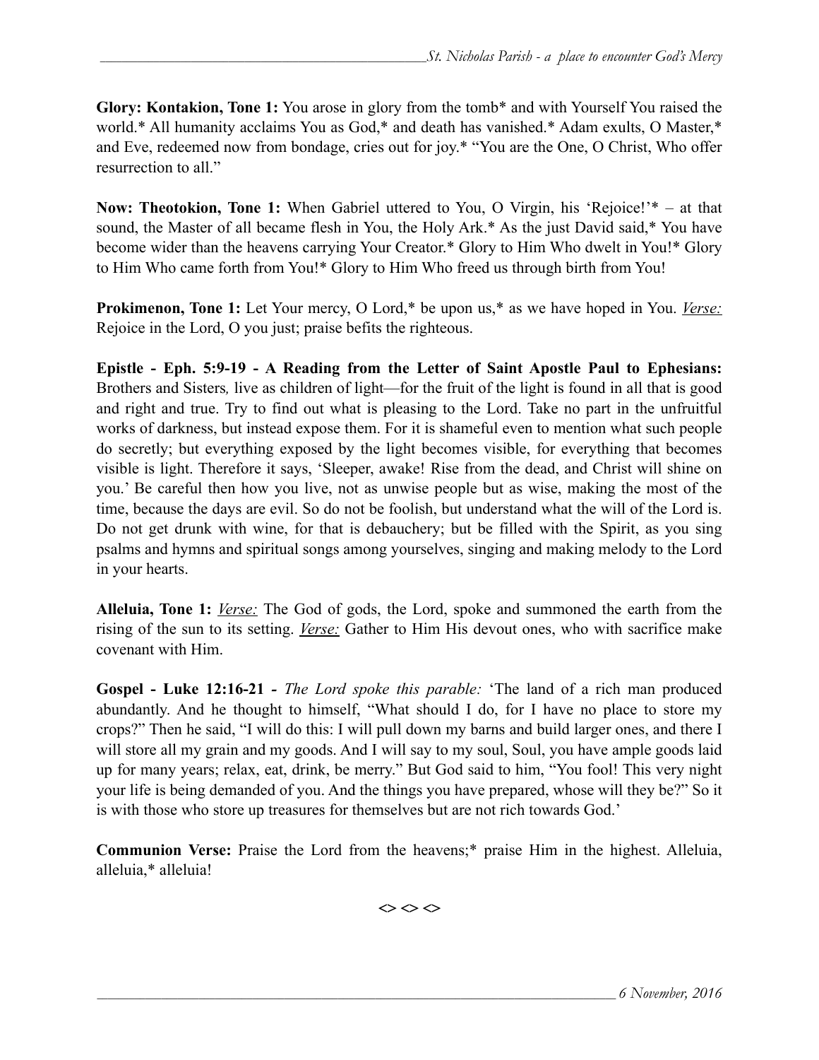**Glory: Kontakion, Tone 1:** You arose in glory from the tomb* and with Yourself You raised the world.* All humanity acclaims You as God,* and death has vanished.* Adam exults, O Master,* and Eve, redeemed now from bondage, cries out for joy.* "You are the One, O Christ, Who offer resurrection to all."

**Now: Theotokion, Tone 1:** When Gabriel uttered to You, O Virgin, his 'Rejoice!'* – at that sound, the Master of all became flesh in You, the Holy Ark.* As the just David said,* You have become wider than the heavens carrying Your Creator.* Glory to Him Who dwelt in You!* Glory to Him Who came forth from You!* Glory to Him Who freed us through birth from You!

**Prokimenon, Tone 1:** Let Your mercy, O Lord,* be upon us,* as we have hoped in You. *Verse:* Rejoice in the Lord, O you just; praise befits the righteous.

**Epistle - Eph. 5:9-19 - A Reading from the Letter of Saint Apostle Paul to Ephesians:** Brothers and Sisters*,* live as children of light—for the fruit of the light is found in all that is good and right and true. Try to find out what is pleasing to the Lord. Take no part in the unfruitful works of darkness, but instead expose them. For it is shameful even to mention what such people do secretly; but everything exposed by the light becomes visible, for everything that becomes visible is light. Therefore it says, 'Sleeper, awake! Rise from the dead, and Christ will shine on you.' Be careful then how you live, not as unwise people but as wise, making the most of the time, because the days are evil. So do not be foolish, but understand what the will of the Lord is. Do not get drunk with wine, for that is debauchery; but be filled with the Spirit, as you sing psalms and hymns and spiritual songs among yourselves, singing and making melody to the Lord in your hearts.

**Alleluia, Tone 1:** *Verse:* The God of gods, the Lord, spoke and summoned the earth from the rising of the sun to its setting. *Verse:* Gather to Him His devout ones, who with sacrifice make covenant with Him.

**Gospel - Luke 12:16-21 -** *The Lord spoke this parable:* 'The land of a rich man produced abundantly. And he thought to himself, "What should I do, for I have no place to store my crops?" Then he said, "I will do this: I will pull down my barns and build larger ones, and there I will store all my grain and my goods. And I will say to my soul, Soul, you have ample goods laid up for many years; relax, eat, drink, be merry." But God said to him, "You fool! This very night your life is being demanded of you. And the things you have prepared, whose will they be?" So it is with those who store up treasures for themselves but are not rich towards God.'

**Communion Verse:** Praise the Lord from the heavens;* praise Him in the highest. Alleluia, alleluia,* alleluia!

<> <> <>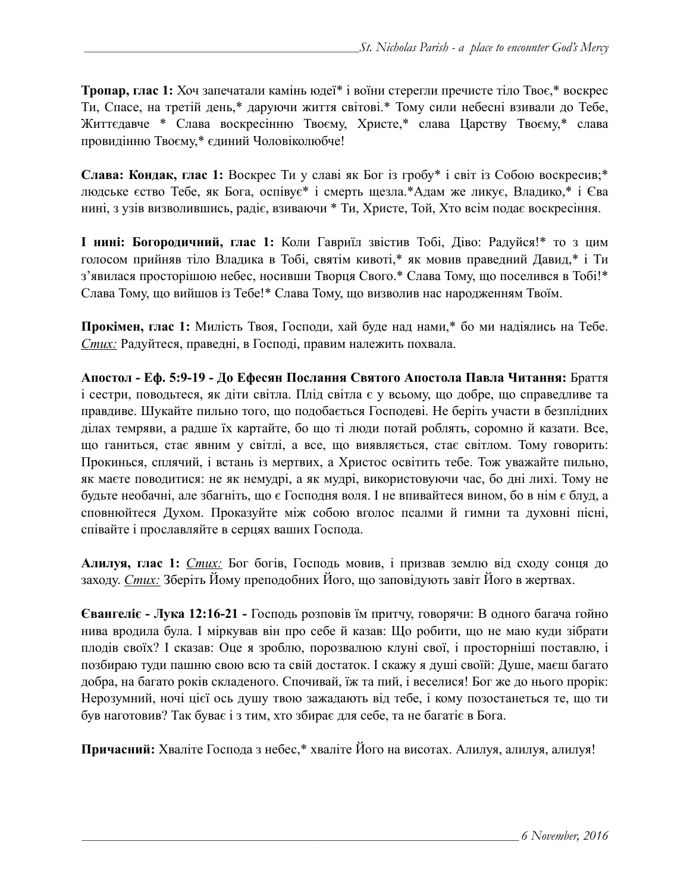**Тропар, глас 1:** Хоч запечатали камінь юдеї* і воїни стерегли пречисте тіло Твоє,* воскрес Ти, Спасе, на третій день,* даруючи життя світові.* Тому сили небесні взивали до Тебе, Життєдавче * Слава воскресінню Твоєму, Христе,* слава Царству Твоєму,* слава провидінню Твоєму,* єдиний Чоловіколюбче!

**Слава: Кондак, глас 1:** Воскрес Ти у славі як Бог із гробу* і світ із Собою воскресив;* людське єство Тебе, як Бога, оспівує* і смерть щезла.*Адам же ликує, Владико,* і Єва нині, з узів визволившись, радіє, взиваючи * Ти, Христе, Той, Хто всім подає воскресіння.

**І нині: Богородичний, глас 1:** Коли Гавриїл звістив Тобі, Діво: Радуйся!* то з цим голосом прийняв тіло Владика в Тобі, святім кивоті,* як мовив праведний Давид,* і Ти з'явилася просторішою небес, носивши Творця Свого.* Слава Тому, що поселився в Тобі!* Слава Тому, що вийшов із Тебе!* Слава Тому, що визволив нас народженням Твоїм.

**Прокімен, глас 1:** Милість Твоя, Господи, хай буде над нами,* бо ми надіялись на Тебе. *Стих:* Радуйтеся, праведні, в Господі, правим належить похвала.

**Апостол - Еф. 5:9-19 - До Ефесян Послання Святого Апостола Павла Читання:** Браття і сестри, поводьтеся, як діти світла. Плід світла є у всьому, що добре, що справедливе та правдиве. Шукайте пильно того, що подобається Господеві. Не беріть участи в безплідних ділах темряви, а радше їх картайте, бо що ті люди потай роблять, соромно й казати. Все, що ганиться, стає явним у світлі, а все, що виявляється, стає світлом. Тому говорить: Прокинься, сплячий, і встань із мертвих, а Христос освітить тебе. Тож уважайте пильно, як маєте поводитися: не як немудрі, а як мудрі, використовуючи час, бо дні лихі. Тому не будьте необачні, але збагніть, що є Господня воля. І не впивайтеся вином, бо в нім є блуд, а сповнюйтеся Духом. Проказуйте між собою вголос псалми й гимни та духовні пісні, співайте і прославляйте в серцях ваших Господа.

**Алилуя, глас 1:** *Стих:* Бог богів, Господь мовив, і призвав землю від сходу сонця до заходу. *Стих:* Зберіть Йому преподобних Його, що заповідують завіт Його в жертвах.

**Євангеліє - Лука 12:16-21 -** Господь розповів їм притчу, говорячи: В одного багача гойно нива вродила була. І міркував він про себе й казав: Що робити, що не маю куди зібрати плодів своїх? І сказав: Оце я зроблю, порозвалюю клуні свої, і просторніші поставлю, і позбираю туди пашню свою всю та свій достаток. І скажу я душі своїй: Душе, маєш багато добра, на багато років складеного. Спочивай, їж та пий, і веселися! Бог же до нього прорік: Нерозумний, ночі цієї ось душу твою зажадають від тебе, і кому позостанеться те, що ти був наготовив? Так буває і з тим, хто збирає для себе, та не багатіє в Бога.

**Причасний:** Хваліте Господа з небес,* хваліте Його на висотах. Алилуя, алилуя, алилуя!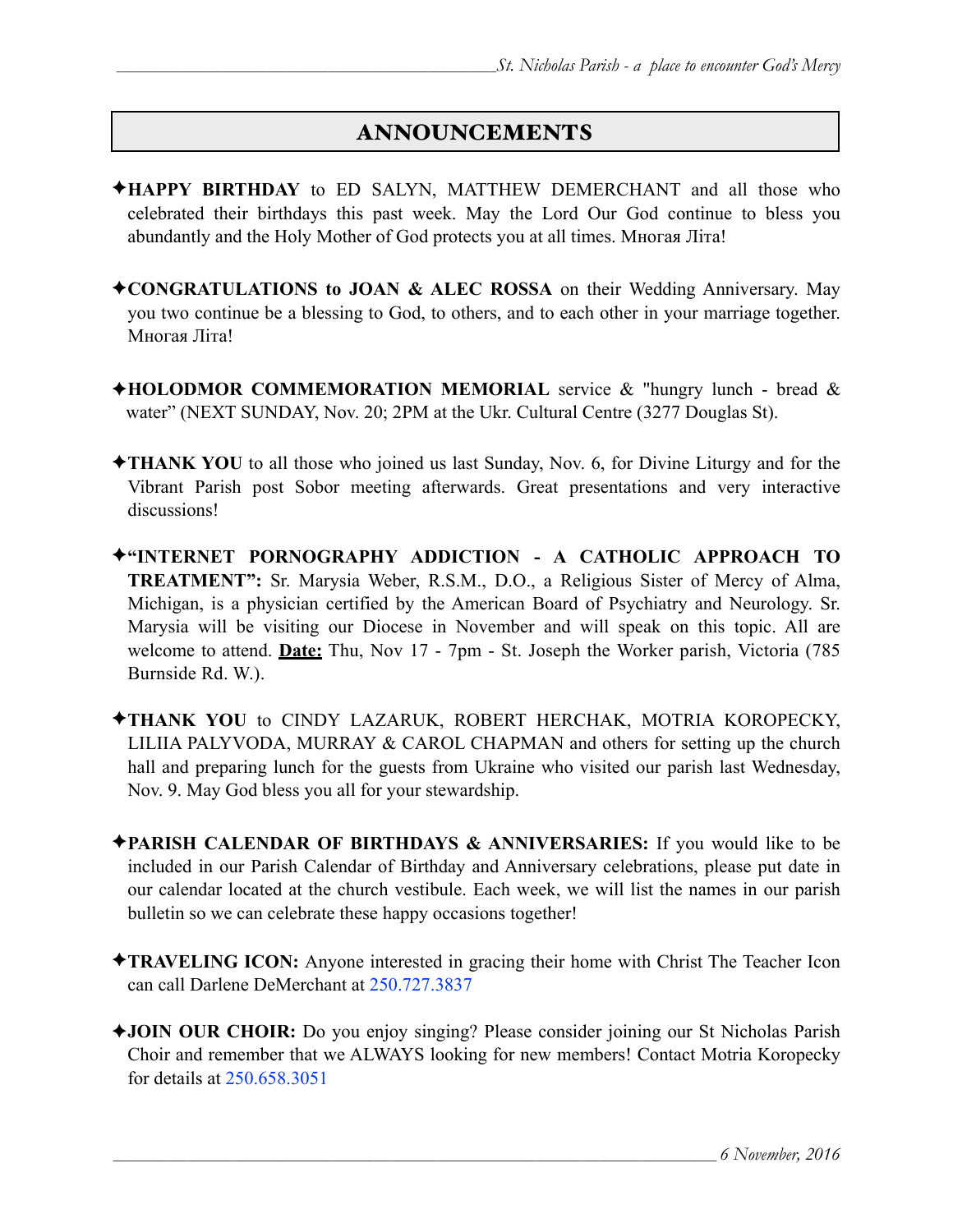## ANNOUNCEMENTS

✦**HAPPY BIRTHDAY** to ED SALYN, MATTHEW DEMERCHANT and all those who celebrated their birthdays this past week. May the Lord Our God continue to bless you abundantly and the Holy Mother of God protects you at all times. Многая Літа!

✦**CONGRATULATIONS to JOAN & ALEC ROSSA** on their Wedding Anniversary. May you two continue be a blessing to God, to others, and to each other in your marriage together. Многая Літа!

✦**HOLODMOR COMMEMORATION MEMORIAL** service & "hungry lunch - bread & water" (NEXT SUNDAY, Nov. 20; 2PM at the Ukr. Cultural Centre (3277 Douglas St).

✦**THANK YOU** to all those who joined us last Sunday, Nov. 6, for Divine Liturgy and for the Vibrant Parish post Sobor meeting afterwards. Great presentations and very interactive discussions!

✦**"INTERNET PORNOGRAPHY ADDICTION - A CATHOLIC APPROACH TO TREATMENT":** Sr. Marysia Weber, R.S.M., D.O., a Religious Sister of Mercy of Alma, Michigan, is a physician certified by the American Board of Psychiatry and Neurology. Sr. Marysia will be visiting our Diocese in November and will speak on this topic. All are welcome to attend. **Date:** Thu, Nov 17 - 7pm - St. Joseph the Worker parish, Victoria (785 Burnside Rd. W.).

✦**THANK YOU** to CINDY LAZARUK, ROBERT HERCHAK, MOTRIA KOROPECKY, LILIIA PALYVODA, MURRAY & CAROL CHAPMAN and others for setting up the church hall and preparing lunch for the guests from Ukraine who visited our parish last Wednesday, Nov. 9. May God bless you all for your stewardship.

✦**PARISH CALENDAR OF BIRTHDAYS & ANNIVERSARIES:** If you would like to be included in our Parish Calendar of Birthday and Anniversary celebrations, please put date in our calendar located at the church vestibule. Each week, we will list the names in our parish bulletin so we can celebrate these happy occasions together!

✦**TRAVELING ICON:** Anyone interested in gracing their home with Christ The Teacher Icon can call Darlene DeMerchant at 250.727.3837

✦**JOIN OUR CHOIR:** Do you enjoy singing? Please consider joining our St Nicholas Parish Choir and remember that we ALWAYS looking for new members! Contact Motria Koropecky for details at 250.658.3051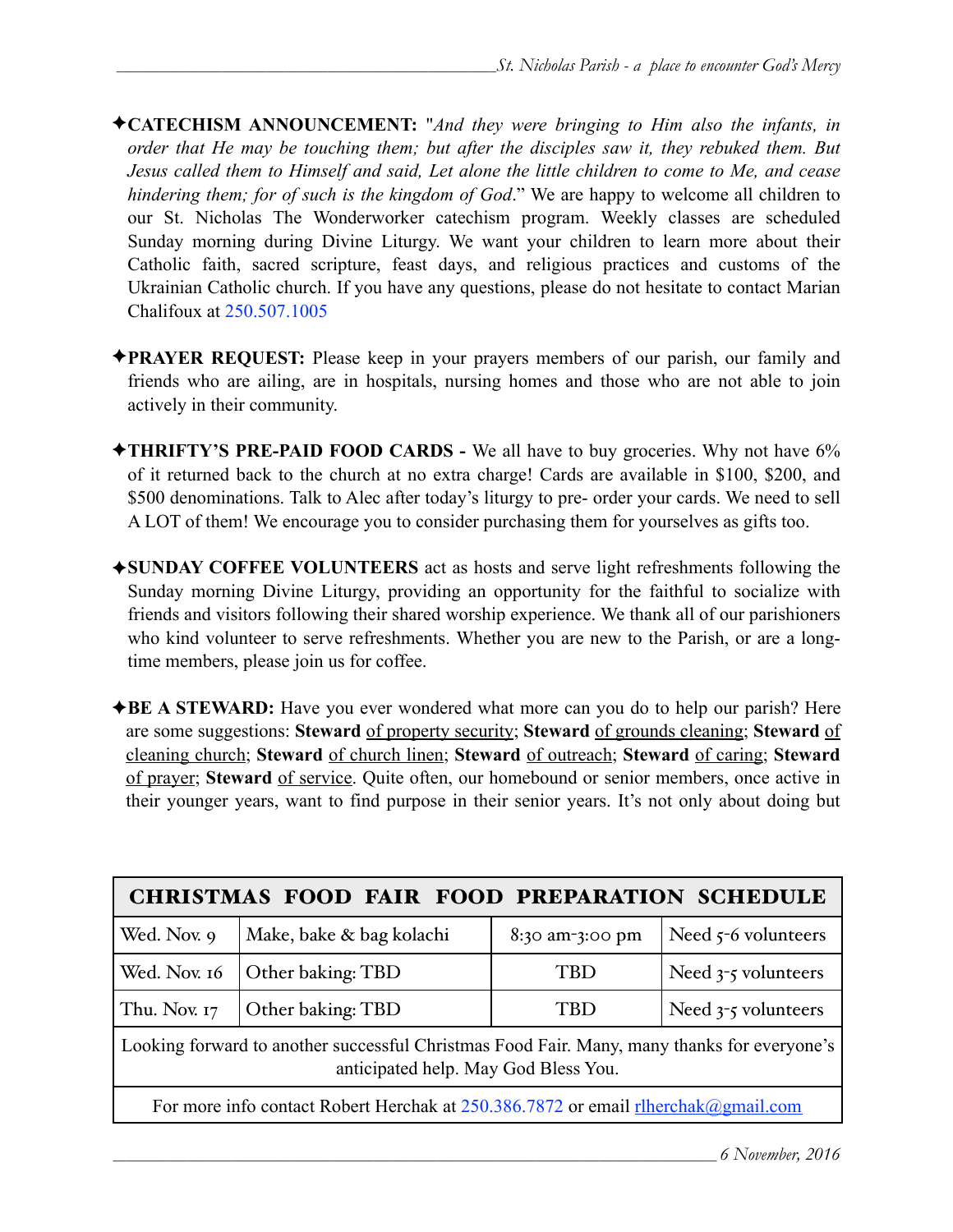✦**CATECHISM ANNOUNCEMENT:** "*And they were bringing to Him also the infants, in order that He may be touching them; but after the disciples saw it, they rebuked them. But Jesus called them to Himself and said, Let alone the little children to come to Me, and cease hindering them; for of such is the kingdom of God*." We are happy to welcome all children to our St. Nicholas The Wonderworker catechism program. Weekly classes are scheduled Sunday morning during Divine Liturgy. We want your children to learn more about their Catholic faith, sacred scripture, feast days, and religious practices and customs of the Ukrainian Catholic church. If you have any questions, please do not hesitate to contact Marian Chalifoux at 250.507.1005

✦**PRAYER REQUEST:** Please keep in your prayers members of our parish, our family and friends who are ailing, are in hospitals, nursing homes and those who are not able to join actively in their community.

✦**THRIFTY'S PRE-PAID FOOD CARDS -** We all have to buy groceries. Why not have 6% of it returned back to the church at no extra charge! Cards are available in $100, $200, and $500 denominations. Talk to Alec after today's liturgy to pre- order your cards. We need to sell A LOT of them! We encourage you to consider purchasing them for yourselves as gifts too.

✦**SUNDAY COFFEE VOLUNTEERS** act as hosts and serve light refreshments following the Sunday morning Divine Liturgy, providing an opportunity for the faithful to socialize with friends and visitors following their shared worship experience. We thank all of our parishioners who kind volunteer to serve refreshments. Whether you are new to the Parish, or are a long-time members, please join us for coffee.

✦**BE A STEWARD:** Have you ever wondered what more can you do to help our parish? Here are some suggestions: **Steward** <u>of property security</u>; **Steward** <u>of grounds cleaning</u>; **Steward** <u>of cleaning church</u>; **Steward** <u>of church linen</u>; **Steward** <u>of outreach</u>; **Steward** <u>of caring</u>; **Steward** <u>of prayer</u>; **Steward** <u>of service</u>. Quite often, our homebound or senior members, once active in their younger years, want to find purpose in their senior years. It's not only about doing but

| **CHRISTMAS FOOD FAIR FOOD PREPARATION SCHEDULE** | | | |
|---|---|---|---|
| Wed. Nov. 9 | Make, bake & bag kolachi | 8:30 am-3:00 pm | Need 5-6 volunteers |
| Wed. Nov. 16 | Other baking: TBD | TBD | Need 3-5 volunteers |
| Thu. Nov. 17 | Other baking: TBD | TBD | Need 3-5 volunteers |
| Looking forward to another successful Christmas Food Fair. Many, many thanks for everyone's anticipated help. May God Bless You. | | | |
| For more info contact Robert Herchak at 250.386.7872 or email rlherchak@gmail.com | | | |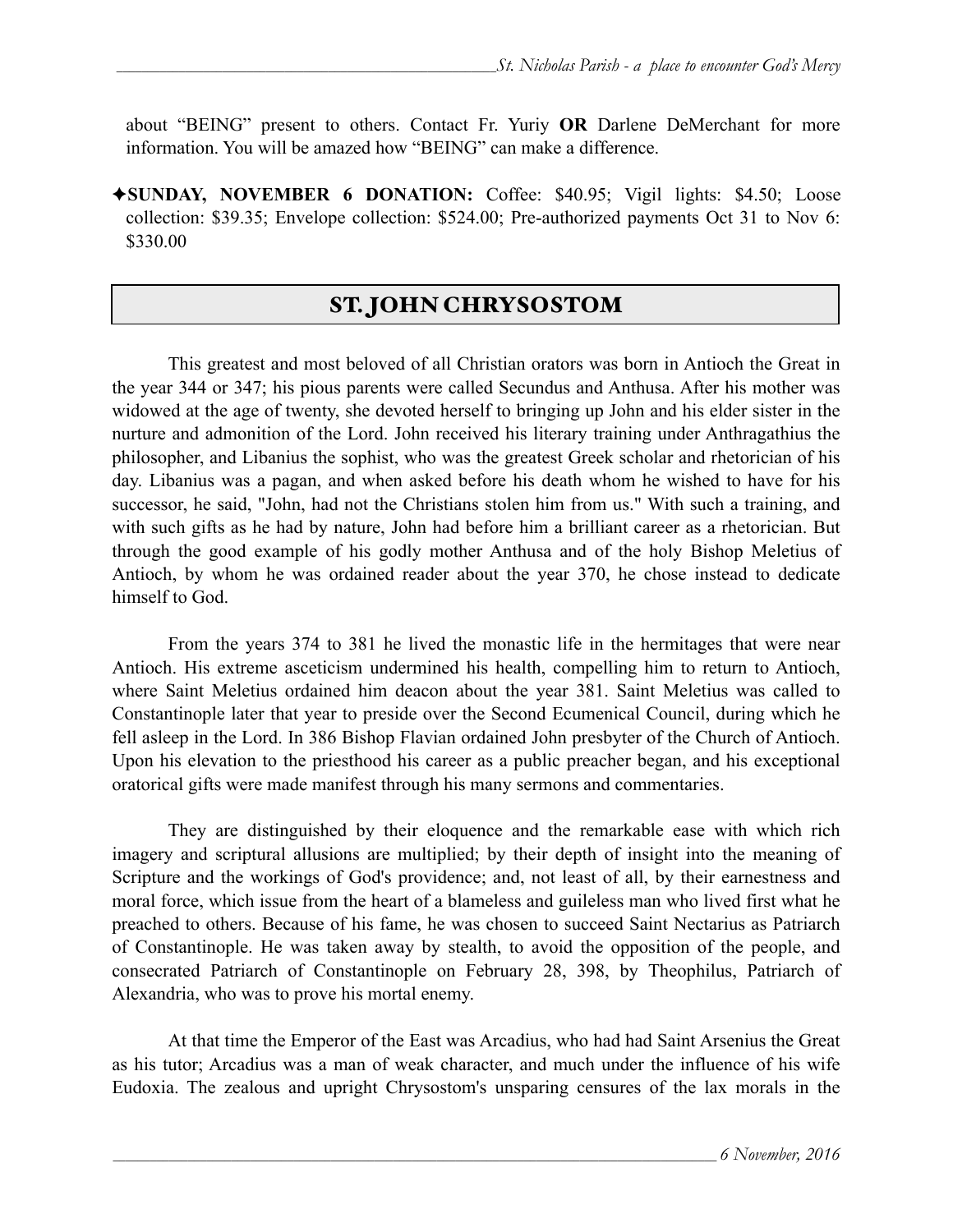about "BEING" present to others. Contact Fr. Yuriy **OR** Darlene DeMerchant for more information. You will be amazed how "BEING" can make a difference.

✦**SUNDAY, NOVEMBER 6 DONATION:** Coffee: $40.95; Vigil lights: $4.50; Loose collection: $39.35; Envelope collection: $524.00; Pre-authorized payments Oct 31 to Nov 6: $330.00

## ST. JOHN CHRYSOSTOM

This greatest and most beloved of all Christian orators was born in Antioch the Great in the year 344 or 347; his pious parents were called Secundus and Anthusa. After his mother was widowed at the age of twenty, she devoted herself to bringing up John and his elder sister in the nurture and admonition of the Lord. John received his literary training under Anthragathius the philosopher, and Libanius the sophist, who was the greatest Greek scholar and rhetorician of his day. Libanius was a pagan, and when asked before his death whom he wished to have for his successor, he said, "John, had not the Christians stolen him from us." With such a training, and with such gifts as he had by nature, John had before him a brilliant career as a rhetorician. But through the good example of his godly mother Anthusa and of the holy Bishop Meletius of Antioch, by whom he was ordained reader about the year 370, he chose instead to dedicate himself to God.

From the years 374 to 381 he lived the monastic life in the hermitages that were near Antioch. His extreme asceticism undermined his health, compelling him to return to Antioch, where Saint Meletius ordained him deacon about the year 381. Saint Meletius was called to Constantinople later that year to preside over the Second Ecumenical Council, during which he fell asleep in the Lord. In 386 Bishop Flavian ordained John presbyter of the Church of Antioch. Upon his elevation to the priesthood his career as a public preacher began, and his exceptional oratorical gifts were made manifest through his many sermons and commentaries.

They are distinguished by their eloquence and the remarkable ease with which rich imagery and scriptural allusions are multiplied; by their depth of insight into the meaning of Scripture and the workings of God's providence; and, not least of all, by their earnestness and moral force, which issue from the heart of a blameless and guileless man who lived first what he preached to others. Because of his fame, he was chosen to succeed Saint Nectarius as Patriarch of Constantinople. He was taken away by stealth, to avoid the opposition of the people, and consecrated Patriarch of Constantinople on February 28, 398, by Theophilus, Patriarch of Alexandria, who was to prove his mortal enemy.

At that time the Emperor of the East was Arcadius, who had had Saint Arsenius the Great as his tutor; Arcadius was a man of weak character, and much under the influence of his wife Eudoxia. The zealous and upright Chrysostom's unsparing censures of the lax morals in the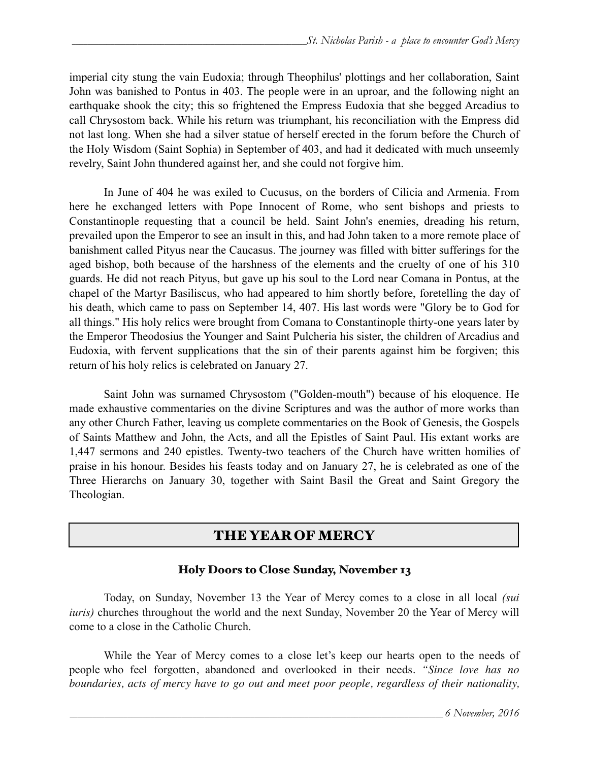imperial city stung the vain Eudoxia; through Theophilus' plottings and her collaboration, Saint John was banished to Pontus in 403. The people were in an uproar, and the following night an earthquake shook the city; this so frightened the Empress Eudoxia that she begged Arcadius to call Chrysostom back. While his return was triumphant, his reconciliation with the Empress did not last long. When she had a silver statue of herself erected in the forum before the Church of the Holy Wisdom (Saint Sophia) in September of 403, and had it dedicated with much unseemly revelry, Saint John thundered against her, and she could not forgive him.

In June of 404 he was exiled to Cucusus, on the borders of Cilicia and Armenia. From here he exchanged letters with Pope Innocent of Rome, who sent bishops and priests to Constantinople requesting that a council be held. Saint John's enemies, dreading his return, prevailed upon the Emperor to see an insult in this, and had John taken to a more remote place of banishment called Pityus near the Caucasus. The journey was filled with bitter sufferings for the aged bishop, both because of the harshness of the elements and the cruelty of one of his 310 guards. He did not reach Pityus, but gave up his soul to the Lord near Comana in Pontus, at the chapel of the Martyr Basiliscus, who had appeared to him shortly before, foretelling the day of his death, which came to pass on September 14, 407. His last words were "Glory be to God for all things." His holy relics were brought from Comana to Constantinople thirty-one years later by the Emperor Theodosius the Younger and Saint Pulcheria his sister, the children of Arcadius and Eudoxia, with fervent supplications that the sin of their parents against him be forgiven; this return of his holy relics is celebrated on January 27.

Saint John was surnamed Chrysostom ("Golden-mouth") because of his eloquence. He made exhaustive commentaries on the divine Scriptures and was the author of more works than any other Church Father, leaving us complete commentaries on the Book of Genesis, the Gospels of Saints Matthew and John, the Acts, and all the Epistles of Saint Paul. His extant works are 1,447 sermons and 240 epistles. Twenty-two teachers of the Church have written homilies of praise in his honour. Besides his feasts today and on January 27, he is celebrated as one of the Three Hierarchs on January 30, together with Saint Basil the Great and Saint Gregory the Theologian.

## THE YEAR OF MERCY

### Holy Doors to Close Sunday, November 13

Today, on Sunday, November 13 the Year of Mercy comes to a close in all local *(sui iuris)* churches throughout the world and the next Sunday, November 20 the Year of Mercy will come to a close in the Catholic Church.

While the Year of Mercy comes to a close let's keep our hearts open to the needs of people who feel forgotten, abandoned and overlooked in their needs. *"Since love has no boundaries, acts of mercy have to go out and meet poor people, regardless of their nationality,*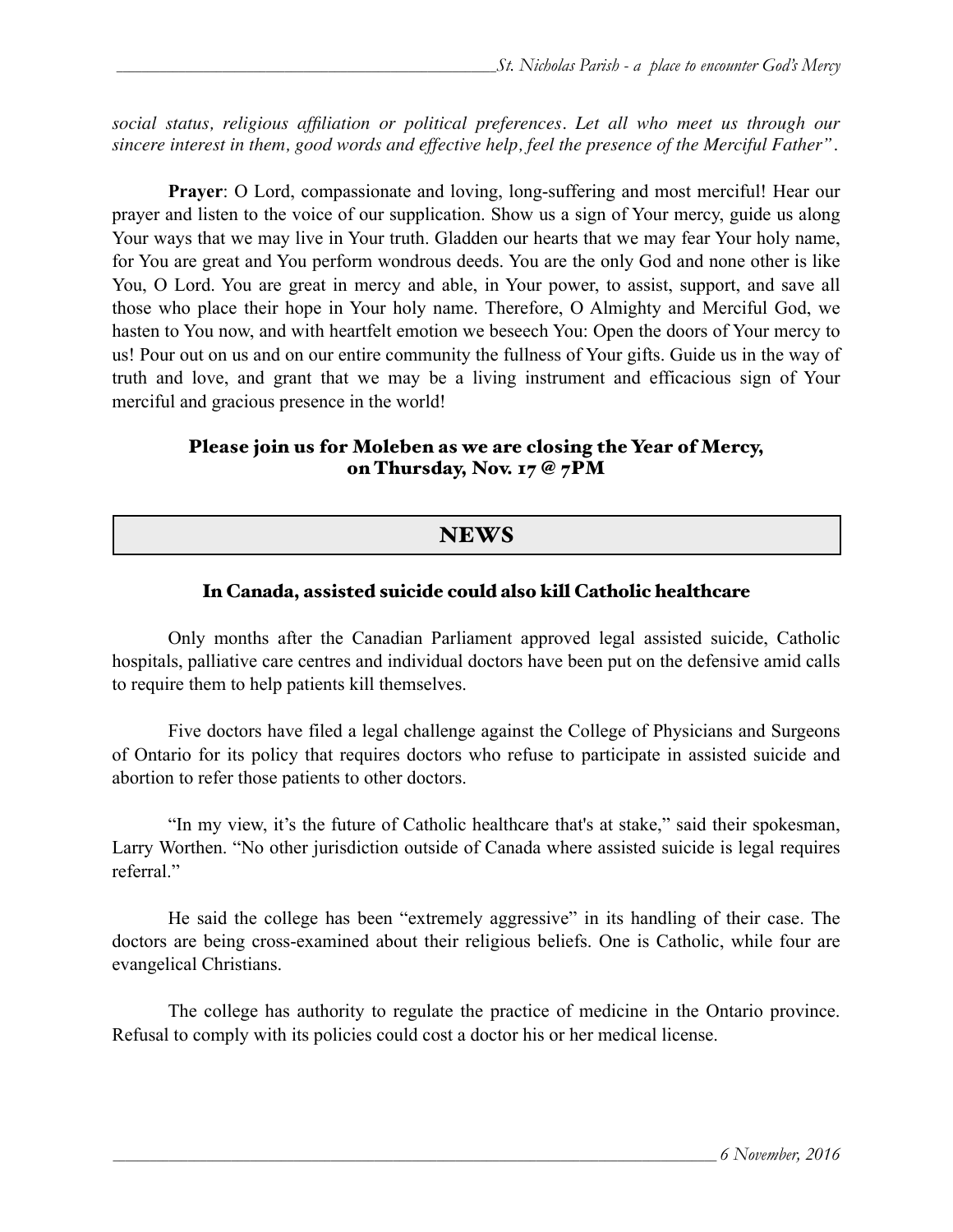*social status, religious affiliation or political preferences. Let all who meet us through our sincere interest in them, good words and effective help, feel the presence of the Merciful Father".*

**Prayer**: O Lord, compassionate and loving, long-suffering and most merciful! Hear our prayer and listen to the voice of our supplication. Show us a sign of Your mercy, guide us along Your ways that we may live in Your truth. Gladden our hearts that we may fear Your holy name, for You are great and You perform wondrous deeds. You are the only God and none other is like You, O Lord. You are great in mercy and able, in Your power, to assist, support, and save all those who place their hope in Your holy name. Therefore, O Almighty and Merciful God, we hasten to You now, and with heartfelt emotion we beseech You: Open the doors of Your mercy to us! Pour out on us and on our entire community the fullness of Your gifts. Guide us in the way of truth and love, and grant that we may be a living instrument and efficacious sign of Your merciful and gracious presence in the world!

**Please join us for Moleben as we are closing the Year of Mercy, on Thursday, Nov. 17 @ 7PM**

## NEWS

### In Canada, assisted suicide could also kill Catholic healthcare

Only months after the Canadian Parliament approved legal assisted suicide, Catholic hospitals, palliative care centres and individual doctors have been put on the defensive amid calls to require them to help patients kill themselves.

Five doctors have filed a legal challenge against the College of Physicians and Surgeons of Ontario for its policy that requires doctors who refuse to participate in assisted suicide and abortion to refer those patients to other doctors.

"In my view, it's the future of Catholic healthcare that's at stake," said their spokesman, Larry Worthen. "No other jurisdiction outside of Canada where assisted suicide is legal requires referral."

He said the college has been "extremely aggressive" in its handling of their case. The doctors are being cross-examined about their religious beliefs. One is Catholic, while four are evangelical Christians.

The college has authority to regulate the practice of medicine in the Ontario province. Refusal to comply with its policies could cost a doctor his or her medical license.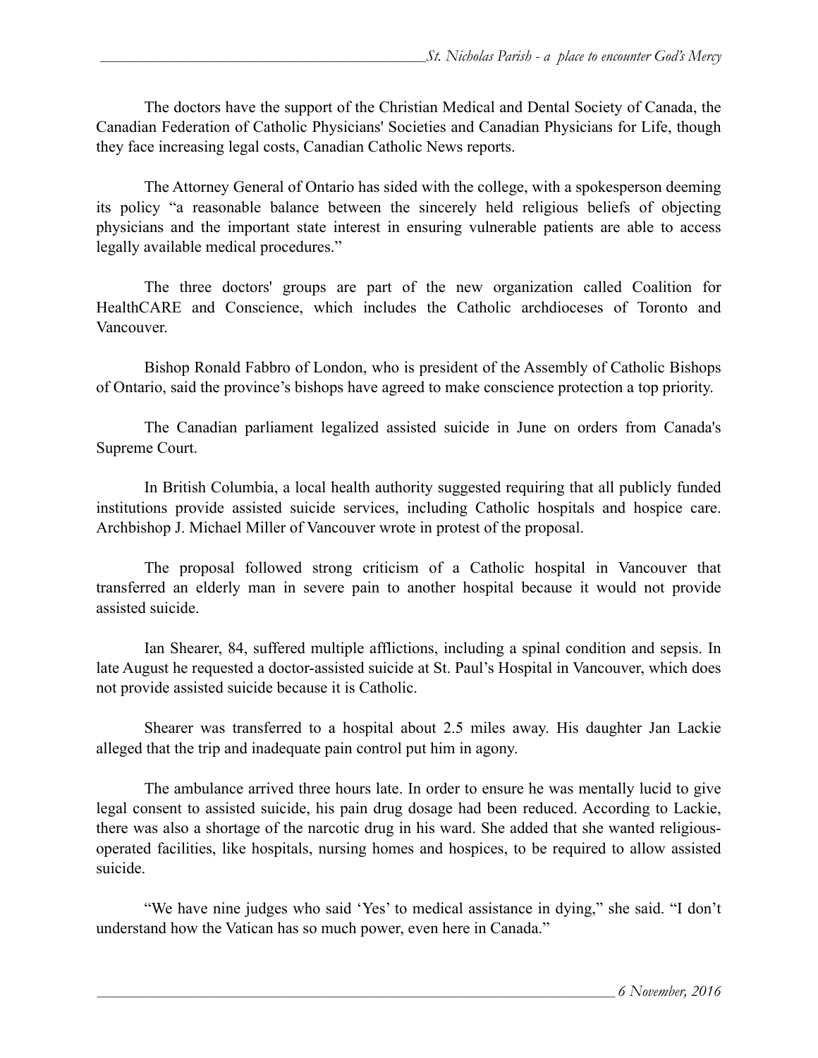The doctors have the support of the Christian Medical and Dental Society of Canada, the Canadian Federation of Catholic Physicians' Societies and Canadian Physicians for Life, though they face increasing legal costs, Canadian Catholic News reports.

The Attorney General of Ontario has sided with the college, with a spokesperson deeming its policy "a reasonable balance between the sincerely held religious beliefs of objecting physicians and the important state interest in ensuring vulnerable patients are able to access legally available medical procedures."

The three doctors' groups are part of the new organization called Coalition for HealthCARE and Conscience, which includes the Catholic archdioceses of Toronto and Vancouver.

Bishop Ronald Fabbro of London, who is president of the Assembly of Catholic Bishops of Ontario, said the province's bishops have agreed to make conscience protection a top priority.

The Canadian parliament legalized assisted suicide in June on orders from Canada's Supreme Court.

In British Columbia, a local health authority suggested requiring that all publicly funded institutions provide assisted suicide services, including Catholic hospitals and hospice care. Archbishop J. Michael Miller of Vancouver wrote in protest of the proposal.

The proposal followed strong criticism of a Catholic hospital in Vancouver that transferred an elderly man in severe pain to another hospital because it would not provide assisted suicide.

Ian Shearer, 84, suffered multiple afflictions, including a spinal condition and sepsis. In late August he requested a doctor-assisted suicide at St. Paul's Hospital in Vancouver, which does not provide assisted suicide because it is Catholic.

Shearer was transferred to a hospital about 2.5 miles away. His daughter Jan Lackie alleged that the trip and inadequate pain control put him in agony.

The ambulance arrived three hours late. In order to ensure he was mentally lucid to give legal consent to assisted suicide, his pain drug dosage had been reduced. According to Lackie, there was also a shortage of the narcotic drug in his ward. She added that she wanted religious-operated facilities, like hospitals, nursing homes and hospices, to be required to allow assisted suicide.

"We have nine judges who said 'Yes' to medical assistance in dying," she said. "I don't understand how the Vatican has so much power, even here in Canada."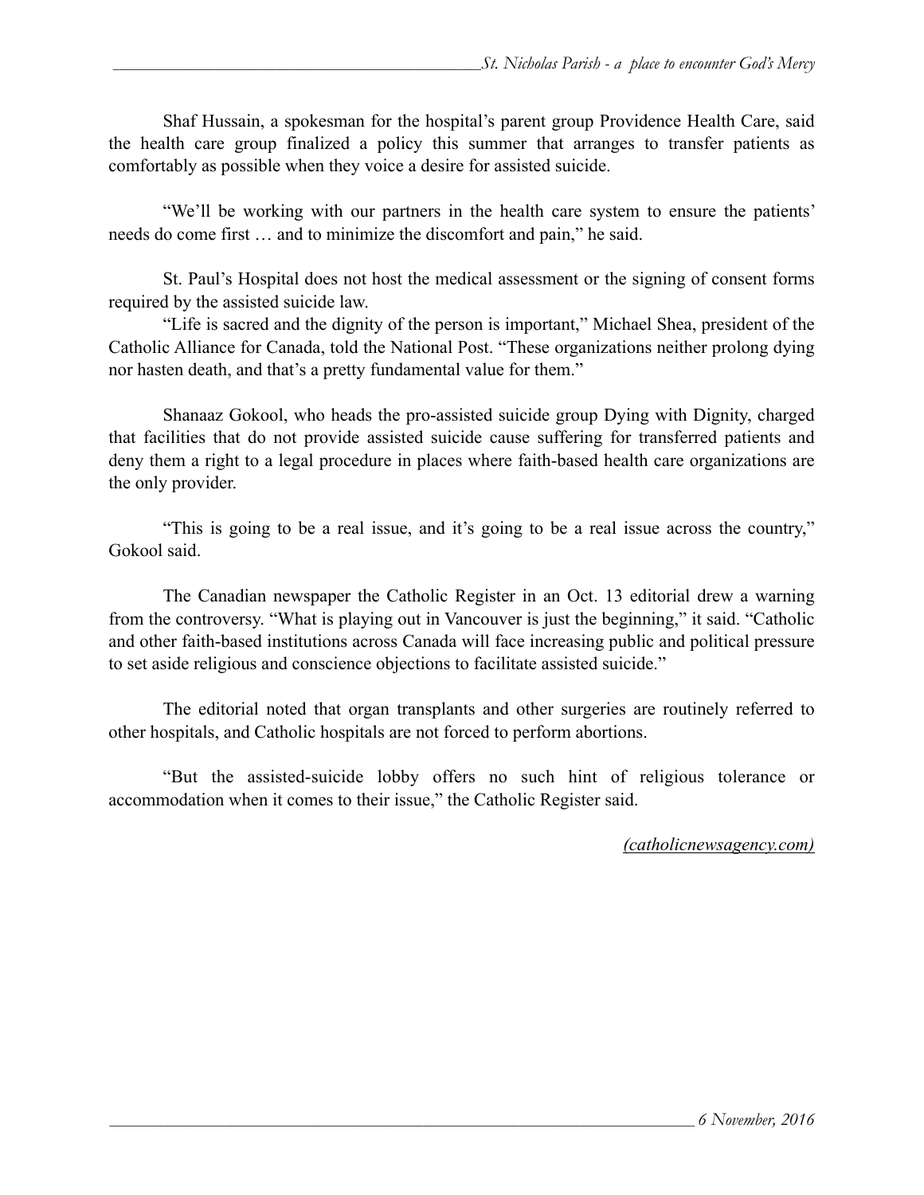Shaf Hussain, a spokesman for the hospital's parent group Providence Health Care, said the health care group finalized a policy this summer that arranges to transfer patients as comfortably as possible when they voice a desire for assisted suicide.

"We'll be working with our partners in the health care system to ensure the patients' needs do come first … and to minimize the discomfort and pain," he said.

St. Paul's Hospital does not host the medical assessment or the signing of consent forms required by the assisted suicide law.

"Life is sacred and the dignity of the person is important," Michael Shea, president of the Catholic Alliance for Canada, told the National Post. "These organizations neither prolong dying nor hasten death, and that's a pretty fundamental value for them."

Shanaaz Gokool, who heads the pro-assisted suicide group Dying with Dignity, charged that facilities that do not provide assisted suicide cause suffering for transferred patients and deny them a right to a legal procedure in places where faith-based health care organizations are the only provider.

"This is going to be a real issue, and it's going to be a real issue across the country," Gokool said.

The Canadian newspaper the Catholic Register in an Oct. 13 editorial drew a warning from the controversy. "What is playing out in Vancouver is just the beginning," it said. "Catholic and other faith-based institutions across Canada will face increasing public and political pressure to set aside religious and conscience objections to facilitate assisted suicide."

The editorial noted that organ transplants and other surgeries are routinely referred to other hospitals, and Catholic hospitals are not forced to perform abortions.

"But the assisted-suicide lobby offers no such hint of religious tolerance or accommodation when it comes to their issue," the Catholic Register said.

*(catholicnewsagency.com)*